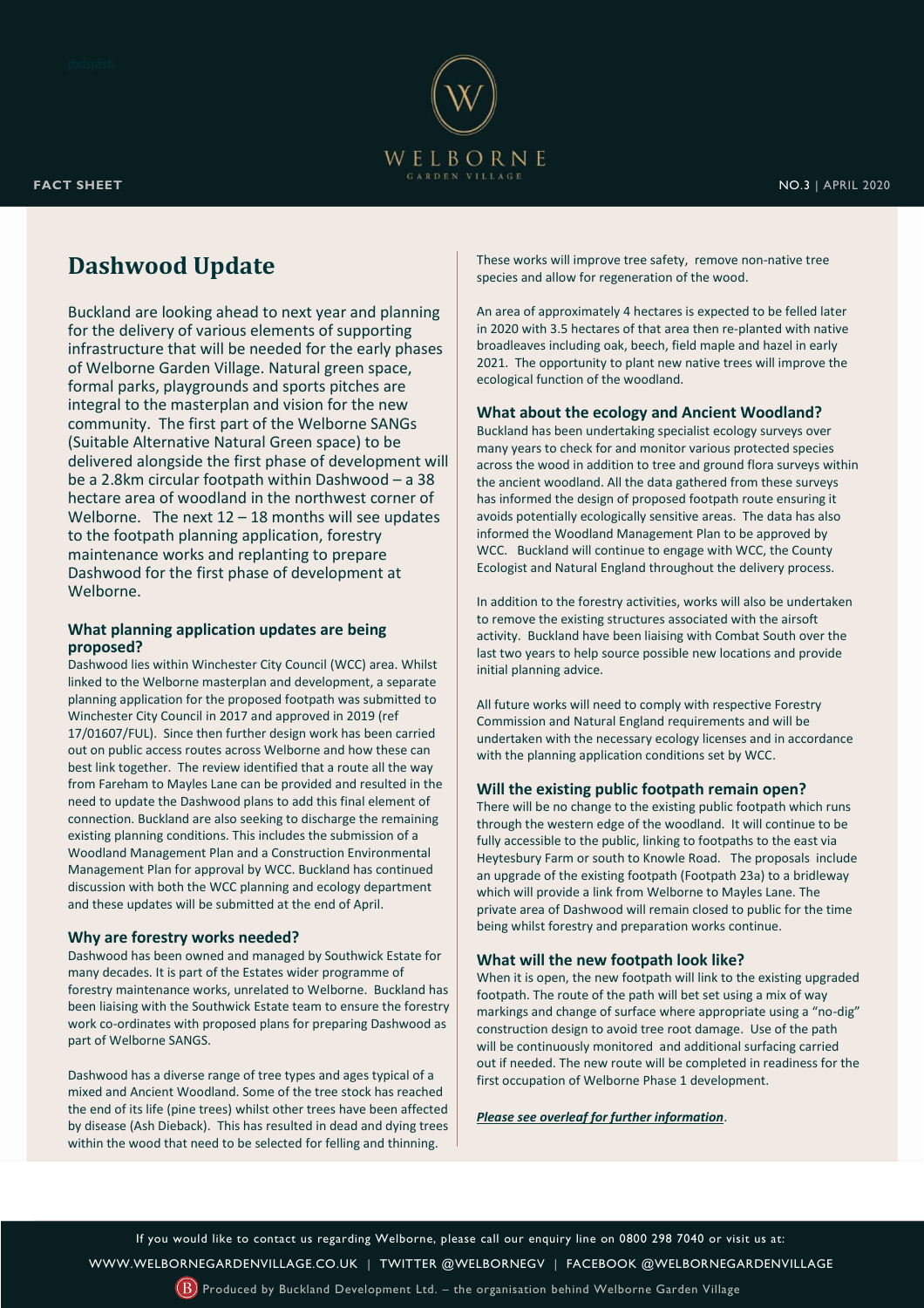WELBORNE
GARDEN VILLAGE

**FACT SHEET**

NO.3 | APRIL 2020

# Dashwood Update

Buckland are looking ahead to next year and planning for the delivery of various elements of supporting infrastructure that will be needed for the early phases of Welborne Garden Village. Natural green space, formal parks, playgrounds and sports pitches are integral to the masterplan and vision for the new community. The first part of the Welborne SANGs (Suitable Alternative Natural Green space) to be delivered alongside the first phase of development will be a 2.8km circular footpath within Dashwood – a 38 hectare area of woodland in the northwest corner of Welborne. The next 12 – 18 months will see updates to the footpath planning application, forestry maintenance works and replanting to prepare Dashwood for the first phase of development at Welborne.

### What planning application updates are being proposed?

Dashwood lies within Winchester City Council (WCC) area. Whilst linked to the Welborne masterplan and development, a separate planning application for the proposed footpath was submitted to Winchester City Council in 2017 and approved in 2019 (ref 17/01607/FUL). Since then further design work has been carried out on public access routes across Welborne and how these can best link together. The review identified that a route all the way from Fareham to Mayles Lane can be provided and resulted in the need to update the Dashwood plans to add this final element of connection. Buckland are also seeking to discharge the remaining existing planning conditions. This includes the submission of a Woodland Management Plan and a Construction Environmental Management Plan for approval by WCC. Buckland has continued discussion with both the WCC planning and ecology department and these updates will be submitted at the end of April.

### Why are forestry works needed?

Dashwood has been owned and managed by Southwick Estate for many decades. It is part of the Estates wider programme of forestry maintenance works, unrelated to Welborne. Buckland has been liaising with the Southwick Estate team to ensure the forestry work co-ordinates with proposed plans for preparing Dashwood as part of Welborne SANGS.

Dashwood has a diverse range of tree types and ages typical of a mixed and Ancient Woodland. Some of the tree stock has reached the end of its life (pine trees) whilst other trees have been affected by disease (Ash Dieback). This has resulted in dead and dying trees within the wood that need to be selected for felling and thinning. These works will improve tree safety, remove non-native tree species and allow for regeneration of the wood.

An area of approximately 4 hectares is expected to be felled later in 2020 with 3.5 hectares of that area then re-planted with native broadleaves including oak, beech, field maple and hazel in early 2021. The opportunity to plant new native trees will improve the ecological function of the woodland.

### What about the ecology and Ancient Woodland?

Buckland has been undertaking specialist ecology surveys over many years to check for and monitor various protected species across the wood in addition to tree and ground flora surveys within the ancient woodland. All the data gathered from these surveys has informed the design of proposed footpath route ensuring it avoids potentially ecologically sensitive areas. The data has also informed the Woodland Management Plan to be approved by WCC. Buckland will continue to engage with WCC, the County Ecologist and Natural England throughout the delivery process.

In addition to the forestry activities, works will also be undertaken to remove the existing structures associated with the airsoft activity. Buckland have been liaising with Combat South over the last two years to help source possible new locations and provide initial planning advice.

All future works will need to comply with respective Forestry Commission and Natural England requirements and will be undertaken with the necessary ecology licenses and in accordance with the planning application conditions set by WCC.

### Will the existing public footpath remain open?

There will be no change to the existing public footpath which runs through the western edge of the woodland. It will continue to be fully accessible to the public, linking to footpaths to the east via Heytesbury Farm or south to Knowle Road. The proposals include an upgrade of the existing footpath (Footpath 23a) to a bridleway which will provide a link from Welborne to Mayles Lane. The private area of Dashwood will remain closed to public for the time being whilst forestry and preparation works continue.

### What will the new footpath look like?

When it is open, the new footpath will link to the existing upgraded footpath. The route of the path will bet set using a mix of way markings and change of surface where appropriate using a "no-dig" construction design to avoid tree root damage. Use of the path will be continuously monitored and additional surfacing carried out if needed. The new route will be completed in readiness for the first occupation of Welborne Phase 1 development.

***Please see overleaf for further information***.

If you would like to contact us regarding Welborne, please call our enquiry line on 0800 298 7040 or visit us at:
WWW.WELBORNEGARDENVILLAGE.CO.UK | TWITTER @WELBORNEGV | FACEBOOK @WELBORNEGARDENVILLAGE
Produced by Buckland Development Ltd. – the organisation behind Welborne Garden Village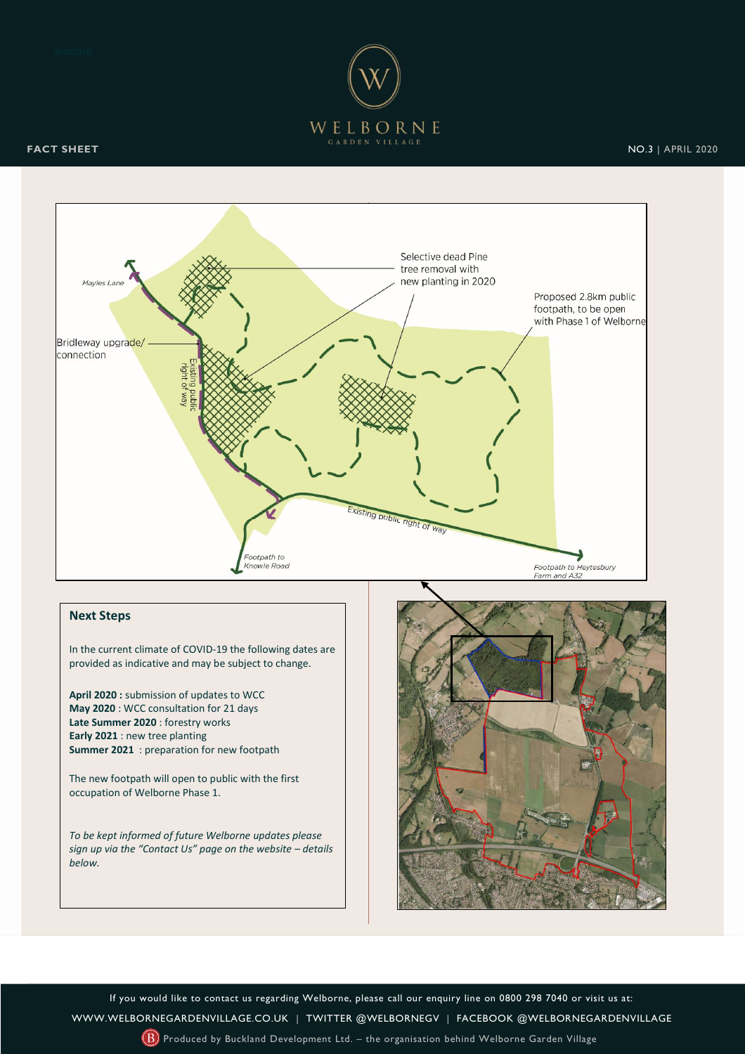FACT SHEET

NO.3 | APRIL 2020

Selective dead Pine tree removal with new planting in 2020

Proposed 2.8km public footpath, to be open with Phase 1 of Welborne

Mayles Lane

Bridleway upgrade/ connection

Existing public right of way

Existing public right of way

Footpath to Knowle Road

Footpath to Heytesbury Farm and A32

## Next Steps

In the current climate of COVID-19 the following dates are provided as indicative and may be subject to change.

**April 2020 :** submission of updates to WCC
**May 2020** : WCC consultation for 21 days
**Late Summer 2020** : forestry works
**Early 2021** : new tree planting
**Summer 2021** : preparation for new footpath

The new footpath will open to public with the first occupation of Welborne Phase 1.

*To be kept informed of future Welborne updates please sign up via the "Contact Us" page on the website – details below.*

If you would like to contact us regarding Welborne, please call our enquiry line on 0800 298 7040 or visit us at:

WWW.WELBORNEGARDENVILLAGE.CO.UK | TWITTER @WELBORNEGV | FACEBOOK @WELBORNEGARDENVILLAGE

Produced by Buckland Development Ltd. – the organisation behind Welborne Garden Village